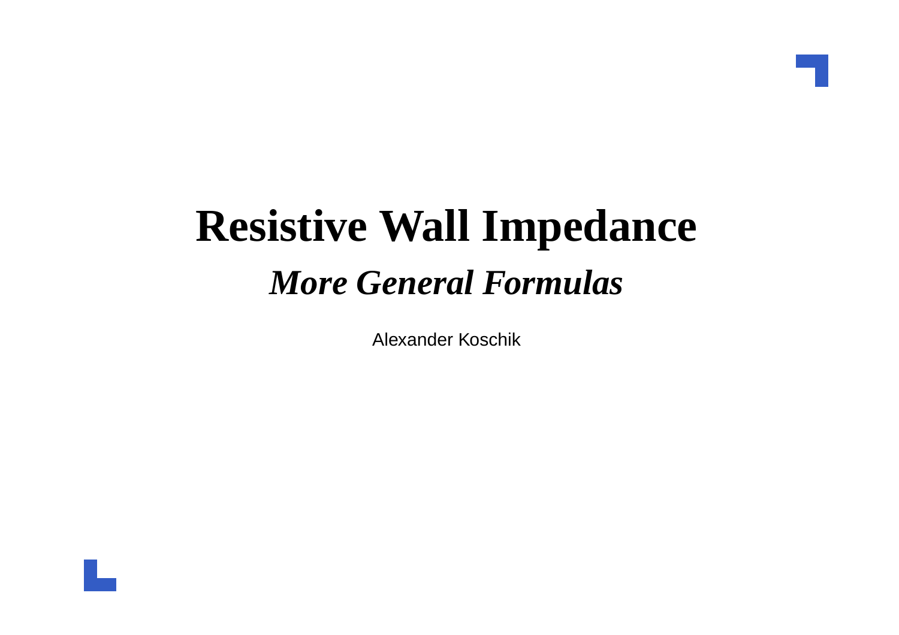# Resistive Wall Impedance

## *More General Formulas*

Alexander Koschik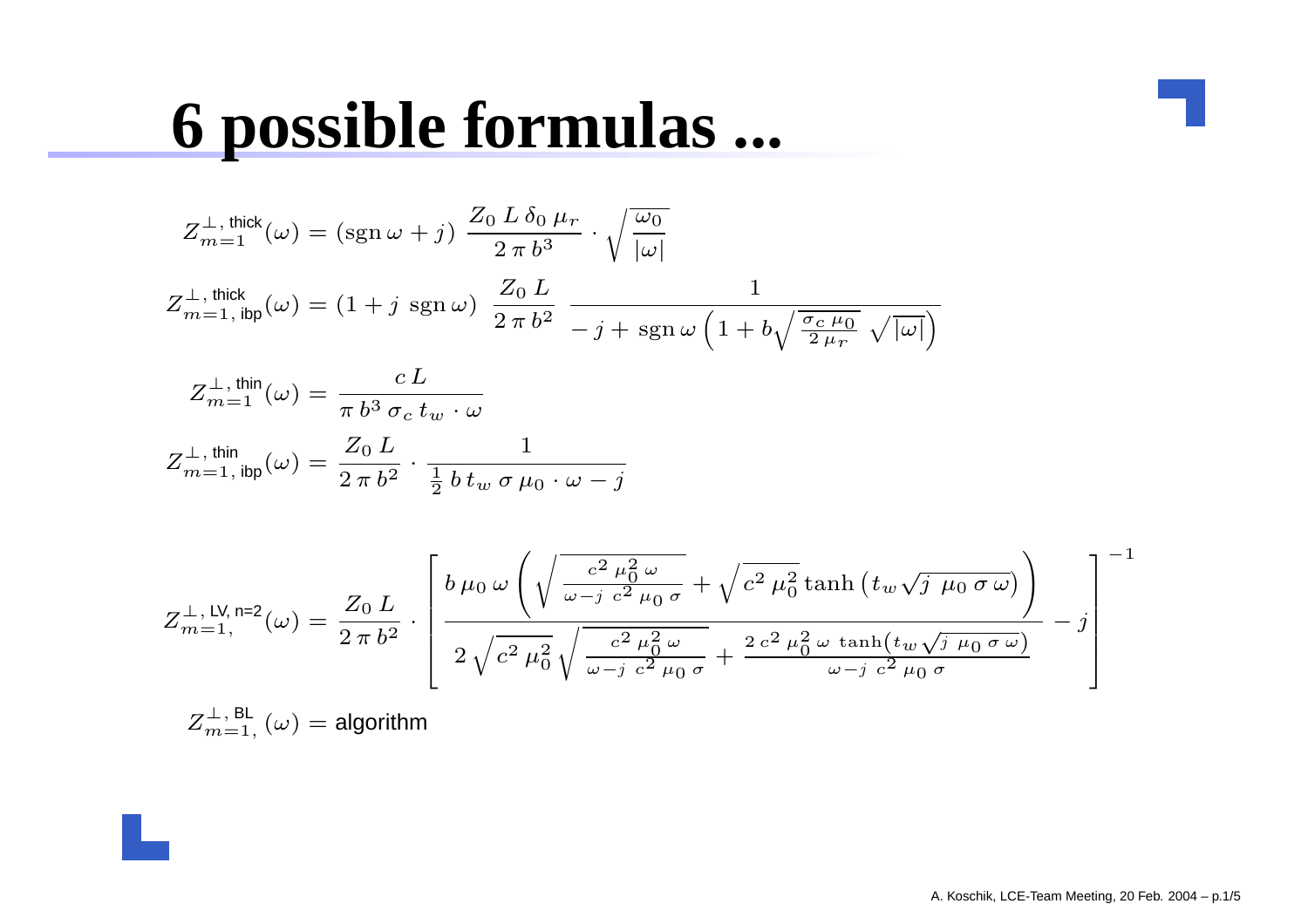# 6 possible formulas ...

$$Z_{m=1}^{\perp,\,\text{thick}}(\omega) = (\operatorname{sgn}\omega + j)\;\frac{Z_0\,L\,\delta_0\,\mu_r}{2\,\pi\,b^3}\cdot\sqrt{\frac{\omega_0}{|\omega|}}$$

$$Z_{m=1,\,\text{ibp}}^{\perp,\,\text{thick}}(\omega) = (1 + j\;\operatorname{sgn}\omega)\;\frac{Z_0\,L}{2\,\pi\,b^2}\;\frac{1}{-j + \operatorname{sgn}\omega\left(1 + b\sqrt{\frac{\sigma_c\,\mu_0}{2\,\mu_r}}\;\sqrt{|\omega|}\right)}$$

$$Z_{m=1}^{\perp,\,\text{thin}}(\omega) = \frac{c\,L}{\pi\,b^3\,\sigma_c\,t_w\cdot\omega}$$

$$Z_{m=1,\,\text{ibp}}^{\perp,\,\text{thin}}(\omega) = \frac{Z_0\,L}{2\,\pi\,b^2}\cdot\frac{1}{\frac{1}{2}\,b\,t_w\,\sigma\,\mu_0\cdot\omega - j}$$

$$Z_{m=1,}^{\perp,\,\text{LV, n=2}}(\omega) = \frac{Z_0\,L}{2\,\pi\,b^2}\cdot\left[\frac{b\,\mu_0\,\omega\left(\sqrt{\frac{c^2\,\mu_0^2\,\omega}{\omega - j\;c^2\,\mu_0\,\sigma}} + \sqrt{c^2\,\mu_0^2}\tanh\left(t_w\sqrt{j\;\mu_0\,\sigma\,\omega}\right)\right)}{2\sqrt{c^2\,\mu_0^2}\sqrt{\frac{c^2\,\mu_0^2\,\omega}{\omega - j\;c^2\,\mu_0\,\sigma}} + \frac{2\,c^2\,\mu_0^2\,\omega\,\tanh\left(t_w\sqrt{j\;\mu_0\,\sigma\,\omega}\right)}{\omega - j\;c^2\,\mu_0\,\sigma}} - j\right]^{-1}$$

$$Z_{m=1,}^{\perp,\,\text{BL}}(\omega) = \text{algorithm}$$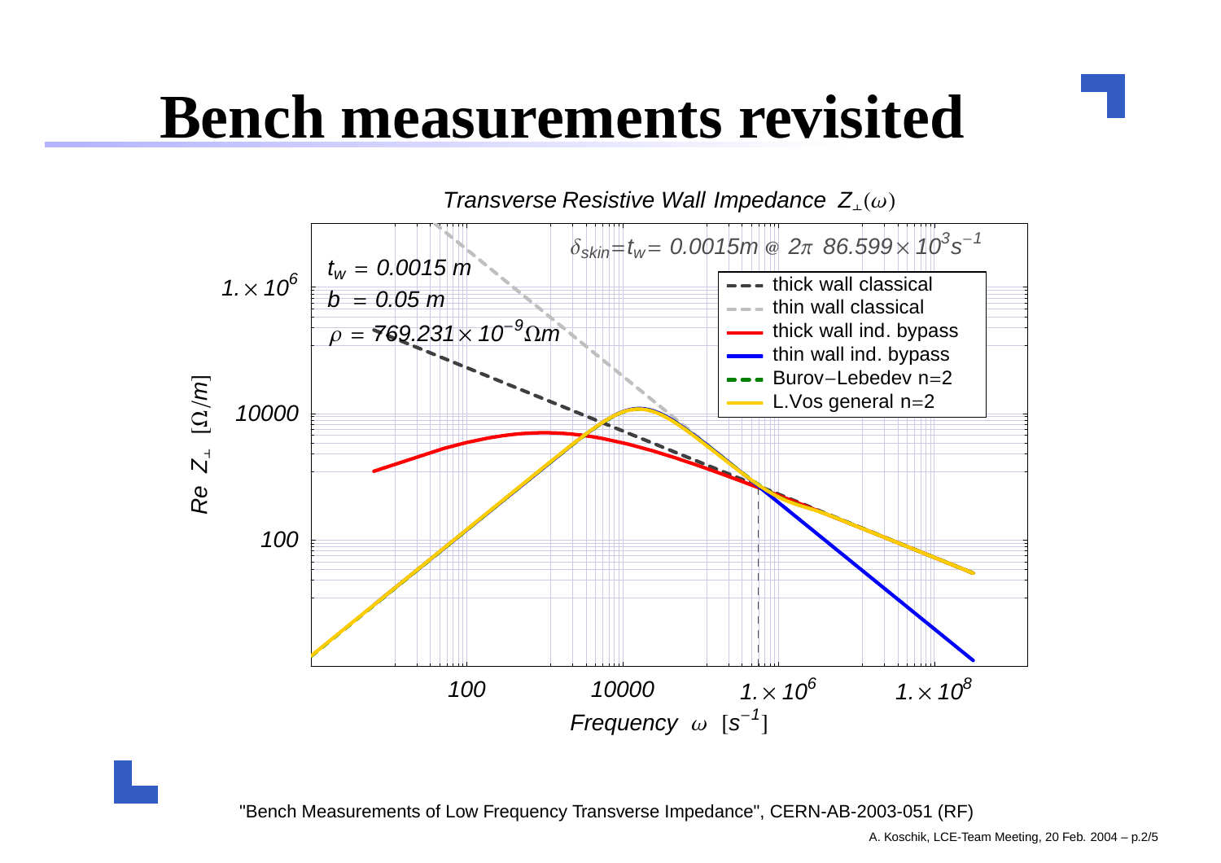# Bench measurements revisited

*Transverse Resistive Wall Impedance* $Z_{\perp}(\omega)$

$\delta_{skin} = t_w = 0.0015m$ @ $2\pi\ 86.599 \times 10^3 s^{-1}$

$t_w = 0.0015\ m$

$b = 0.05\ m$

$\rho = 769.231 \times 10^{-9}\ \Omega m$

Legend:

- thick wall classical
- thin wall classical
- thick wall ind. bypass
- thin wall ind. bypass
- Burov−Lebedev n=2
- L.Vos general n=2

Y-axis: $Re\ Z_{\perp}\ [\Omega/m]$ (100, 10000, $1. \times 10^6$)

X-axis: Frequency $\omega\ [s^{-1}]$ (100, 10000, $1. \times 10^6$, $1. \times 10^8$)

"Bench Measurements of Low Frequency Transverse Impedance", CERN-AB-2003-051 (RF)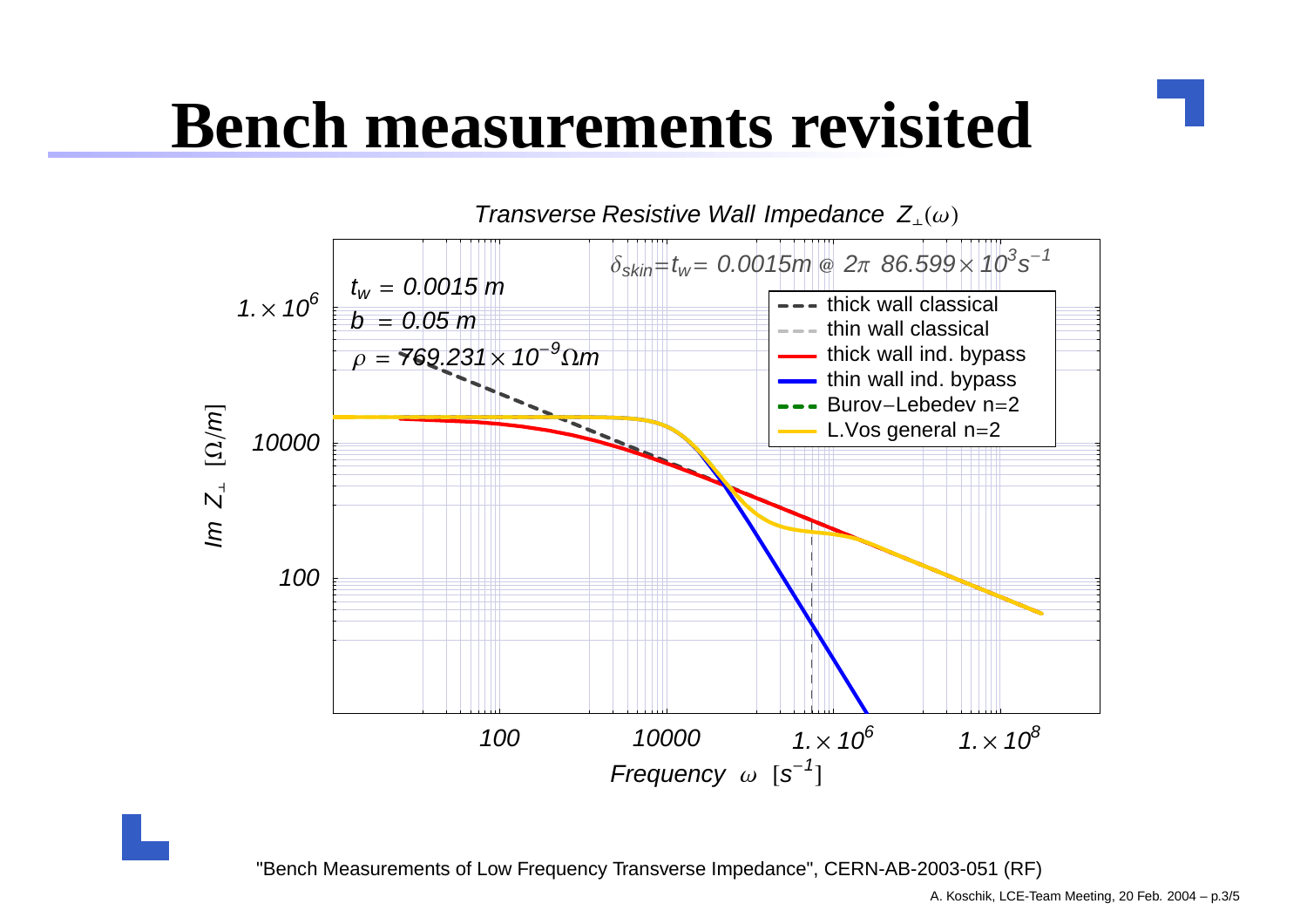# Bench measurements revisited

*Transverse Resistive Wall Impedance* $Z_{\perp}(\omega)$

$\delta_{skin} = t_w = 0.0015m$ @ $2\pi\ 86.599 \times 10^3 s^{-1}$

$t_w = 0.0015\ m$

$b = 0.05\ m$

$\rho = 769.231 \times 10^{-9} \Omega m$

- thick wall classical
- thin wall classical
- thick wall ind. bypass
- thin wall ind. bypass
- Burov−Lebedev n=2
- L.Vos general n=2

Y-axis: $Im\ Z_{\perp}\ [\Omega/m]$ (ticks: 100, 10000, $1. \times 10^6$)

X-axis: Frequency $\omega\ [s^{-1}]$ (ticks: 100, 10000, $1. \times 10^6$, $1. \times 10^8$)

"Bench Measurements of Low Frequency Transverse Impedance", CERN-AB-2003-051 (RF)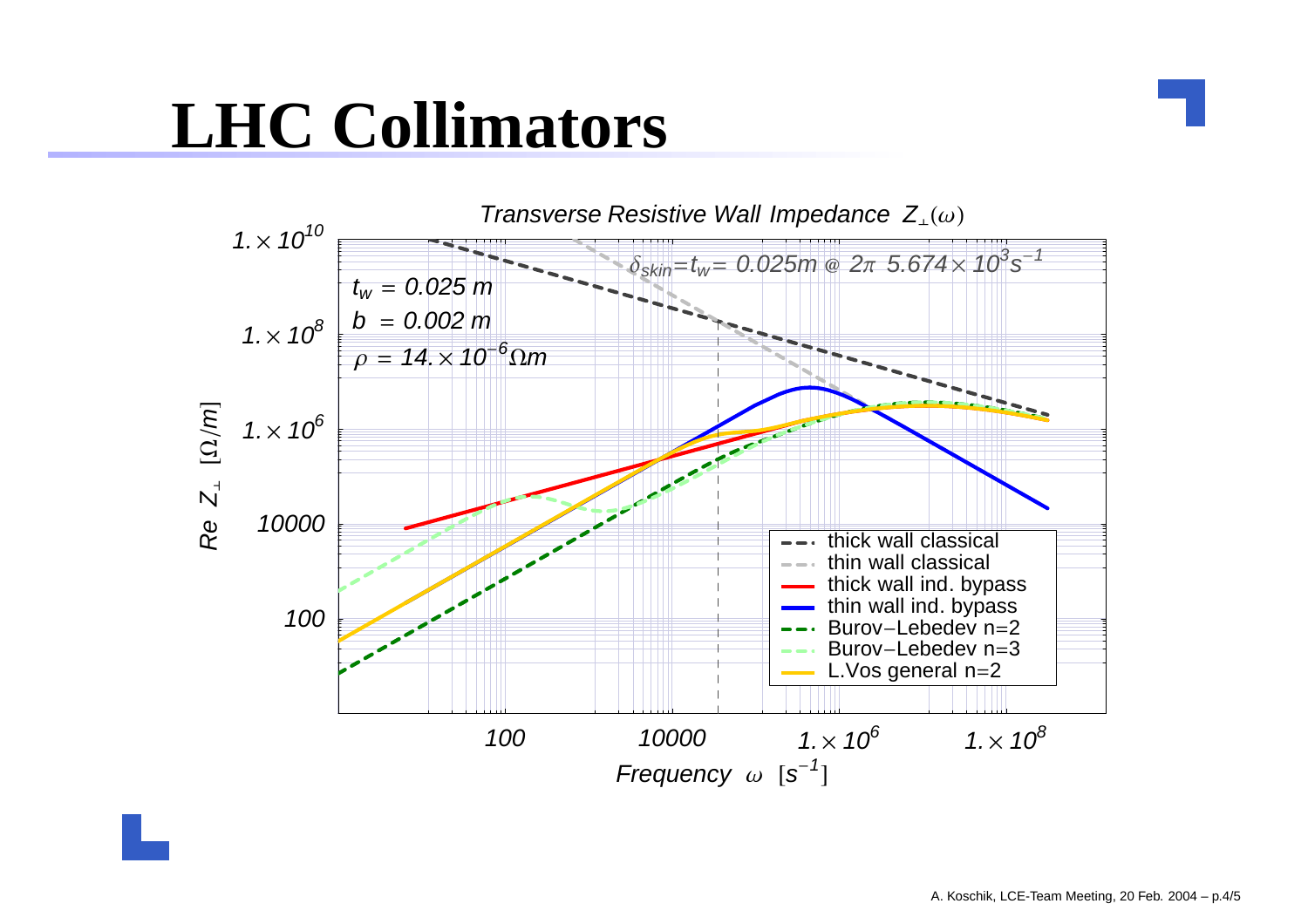# LHC Collimators

*Transverse Resistive Wall Impedance* $Z_{\perp}(\omega)$

$t_w = 0.025\ m$

$b\ = 0.002\ m$

$\rho = 14. \times 10^{-6}\,\Omega m$

$\delta_{skin} = t_w = 0.025m\ @\ 2\pi\ 5.674 \times 10^{3} s^{-1}$

Legend:
- thick wall classical
- thin wall classical
- thick wall ind. bypass
- thin wall ind. bypass
- Burov−Lebedev n=2
- Burov−Lebedev n=3
- L.Vos general n=2

Y-axis: $Re\ Z_{\perp}\ [\Omega/m]$ ($100$, $10000$, $1. \times 10^{6}$, $1. \times 10^{8}$, $1. \times 10^{10}$)

X-axis: Frequency $\omega\ [s^{-1}]$ ($100$, $10000$, $1. \times 10^{6}$, $1. \times 10^{8}$)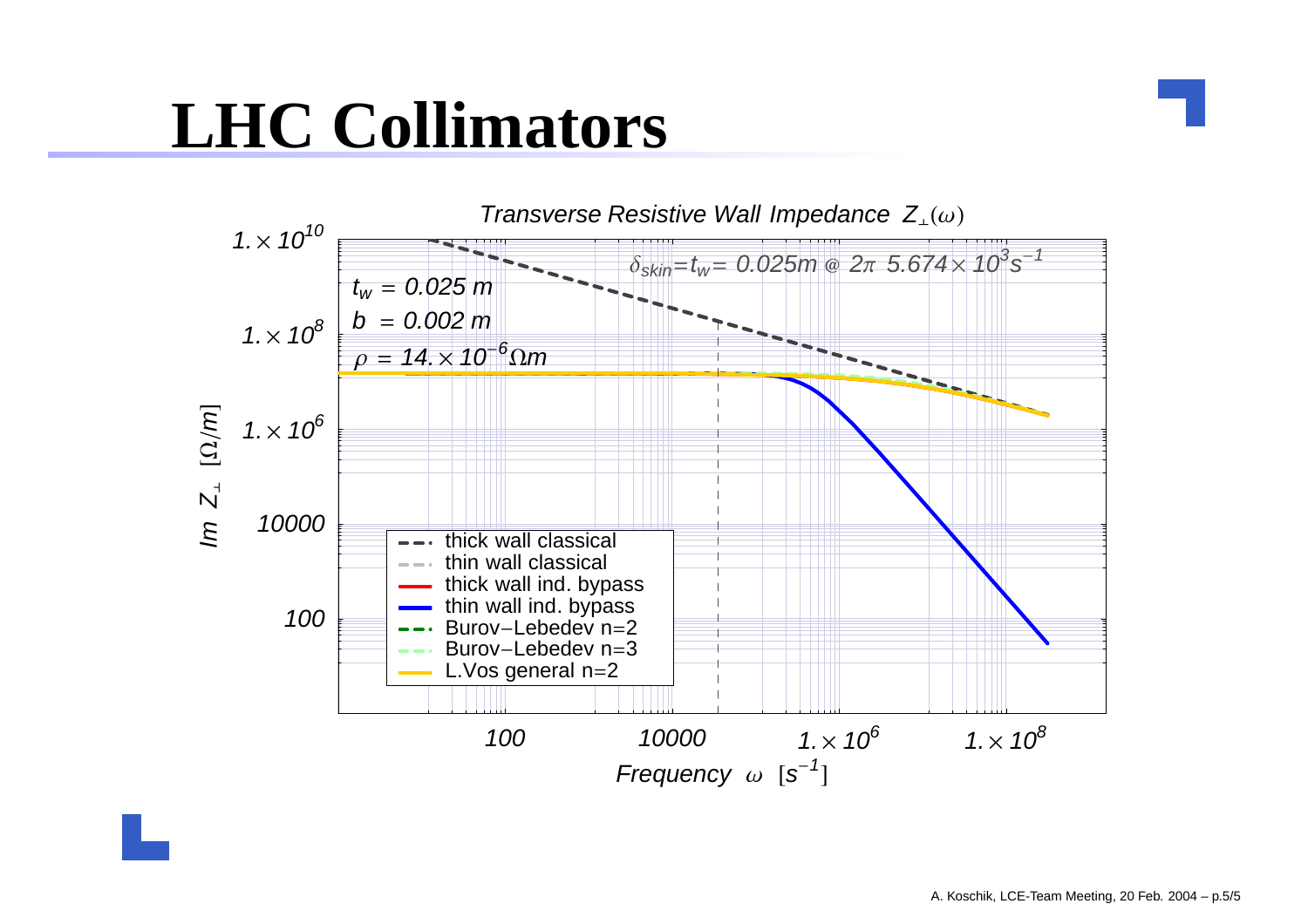# LHC Collimators

Transverse Resistive Wall Impedance $Z_{\perp}(\omega)$

$1.\times 10^{10}$

$1.\times 10^{8}$

$1.\times 10^{6}$

10000

100

$\delta_{skin}=t_w= 0.025m$ @ $2\pi\ 5.674\times 10^3 s^{-1}$

$t_w = 0.025\ m$

$b\ = 0.002\ m$

$\rho = 14.\times 10^{-6}\Omega m$

$Im\ Z_{\perp}\ [\Omega/m]$

thick wall classical

thin wall classical

thick wall ind. bypass

thin wall ind. bypass

Burov−Lebedev n=2

Burov−Lebedev n=3

L.Vos general n=2

100

10000

$1.\times 10^{6}$

$1.\times 10^{8}$

Frequency $\omega\ [s^{-1}]$